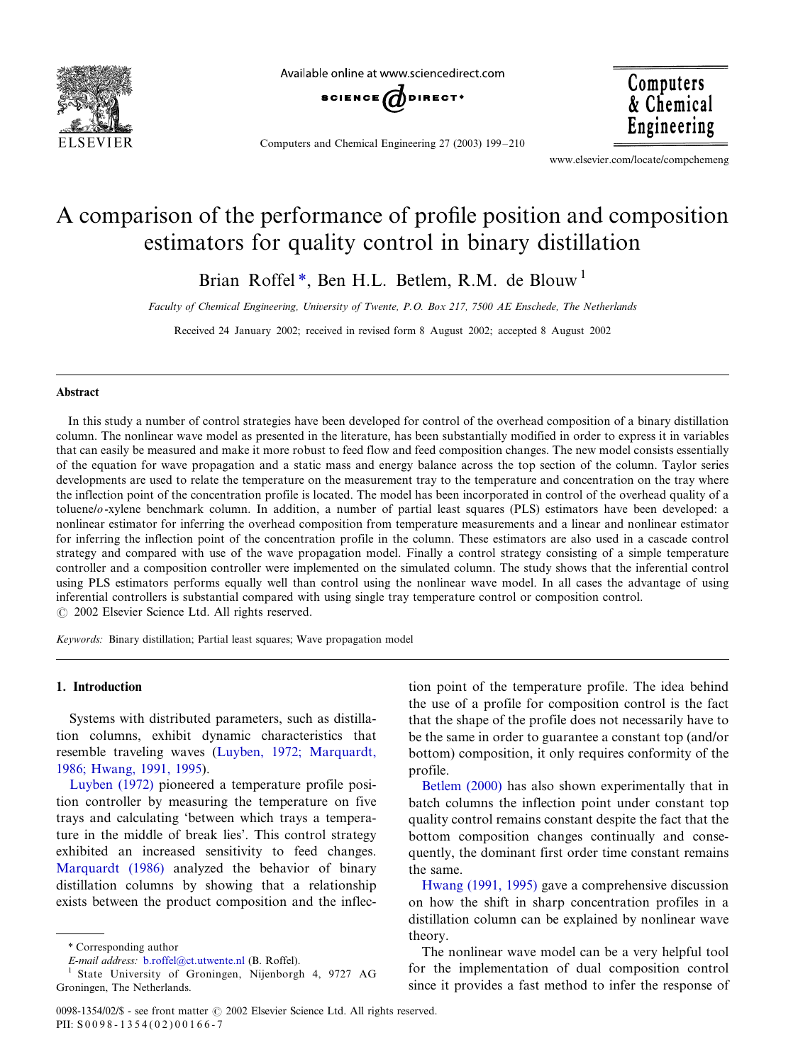# A comparison of the performance of profile position and composition estimators for quality control in binary distillation

Brian Roffel *, Ben H.L. Betlem, R.M. de Blouw [1]

*Faculty of Chemical Engineering, University of Twente, P.O. Box 217, 7500 AE Enschede, The Netherlands*

Received 24 January 2002; received in revised form 8 August 2002; accepted 8 August 2002

## Abstract

In this study a number of control strategies have been developed for control of the overhead composition of a binary distillation column. The nonlinear wave model as presented in the literature, has been substantially modified in order to express it in variables that can easily be measured and make it more robust to feed flow and feed composition changes. The new model consists essentially of the equation for wave propagation and a static mass and energy balance across the top section of the column. Taylor series developments are used to relate the temperature on the measurement tray to the temperature and concentration on the tray where the inflection point of the concentration profile is located. The model has been incorporated in control of the overhead quality of a toluene/*o*-xylene benchmark column. In addition, a number of partial least squares (PLS) estimators have been developed: a nonlinear estimator for inferring the overhead composition from temperature measurements and a linear and nonlinear estimator for inferring the inflection point of the concentration profile in the column. These estimators are also used in a cascade control strategy and compared with use of the wave propagation model. Finally a control strategy consisting of a simple temperature controller and a composition controller were implemented on the simulated column. The study shows that the inferential control using PLS estimators performs equally well than control using the nonlinear wave model. In all cases the advantage of using inferential controllers is substantial compared with using single tray temperature control or composition control.
© 2002 Elsevier Science Ltd. All rights reserved.

*Keywords:* Binary distillation; Partial least squares; Wave propagation model

## 1. Introduction

Systems with distributed parameters, such as distillation columns, exhibit dynamic characteristics that resemble traveling waves (Luyben, 1972; Marquardt, 1986; Hwang, 1991, 1995).

Luyben (1972) pioneered a temperature profile position controller by measuring the temperature on five trays and calculating 'between which trays a temperature in the middle of break lies'. This control strategy exhibited an increased sensitivity to feed changes. Marquardt (1986) analyzed the behavior of binary distillation columns by showing that a relationship exists between the product composition and the inflection point of the temperature profile. The idea behind the use of a profile for composition control is the fact that the shape of the profile does not necessarily have to be the same in order to guarantee a constant top (and/or bottom) composition, it only requires conformity of the profile.

Betlem (2000) has also shown experimentally that in batch columns the inflection point under constant top quality control remains constant despite the fact that the bottom composition changes continually and consequently, the dominant first order time constant remains the same.

Hwang (1991, 1995) gave a comprehensive discussion on how the shift in sharp concentration profiles in a distillation column can be explained by nonlinear wave theory.

The nonlinear wave model can be a very helpful tool for the implementation of dual composition control since it provides a fast method to infer the response of

---

\* Corresponding author

*E-mail address:* b.roffel@ct.utwente.nl (B. Roffel).

[1] State University of Groningen, Nijenborgh 4, 9727 AG Groningen, The Netherlands.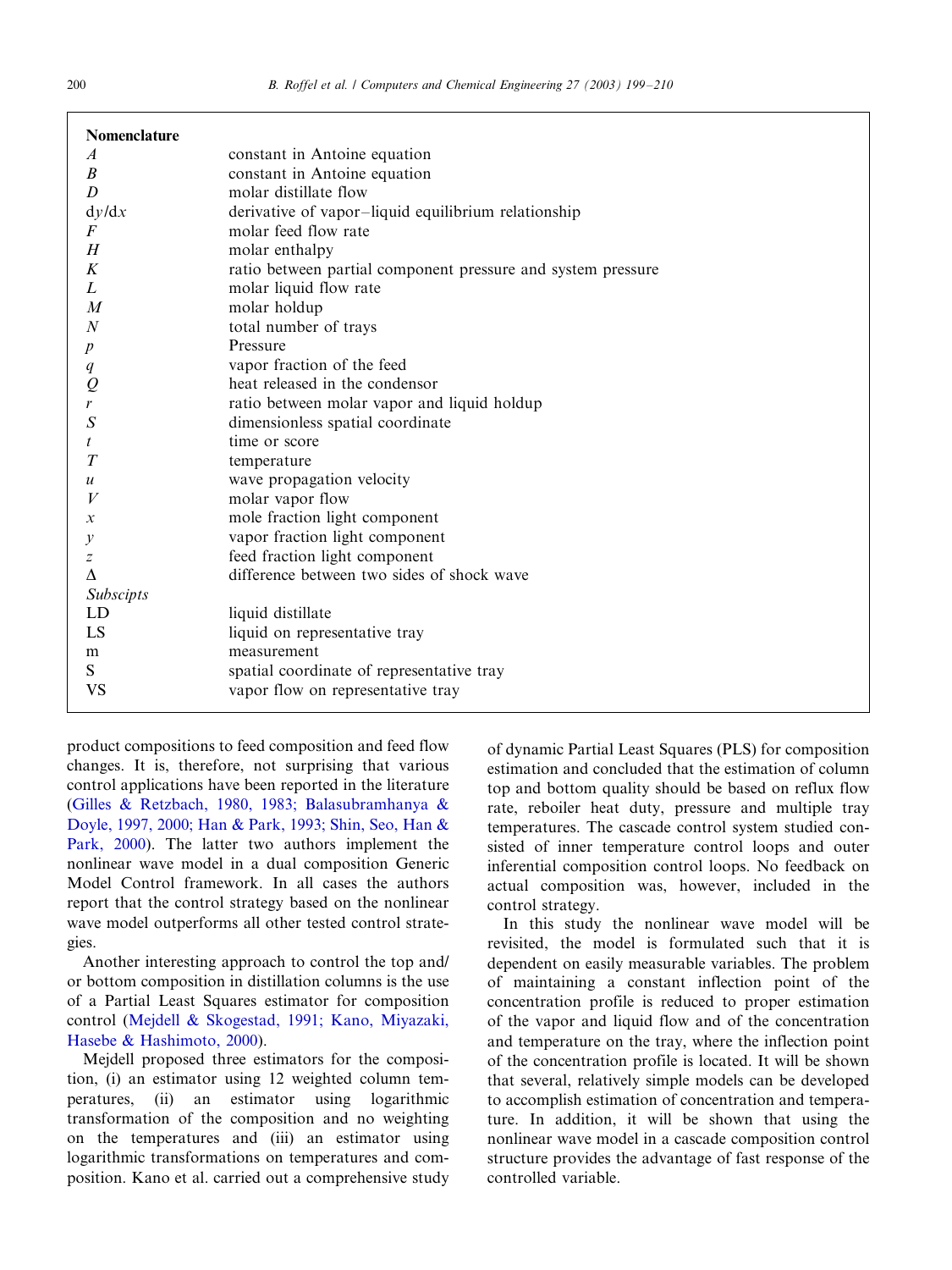## Nomenclature

| | |
|---|---|
| $A$ | constant in Antoine equation |
| $B$ | constant in Antoine equation |
| $D$ | molar distillate flow |
| $dy/dx$ | derivative of vapor–liquid equilibrium relationship |
| $F$ | molar feed flow rate |
| $H$ | molar enthalpy |
| $K$ | ratio between partial component pressure and system pressure |
| $L$ | molar liquid flow rate |
| $M$ | molar holdup |
| $N$ | total number of trays |
| $p$ | Pressure |
| $q$ | vapor fraction of the feed |
| $Q$ | heat released in the condensor |
| $r$ | ratio between molar vapor and liquid holdup |
| $S$ | dimensionless spatial coordinate |
| $t$ | time or score |
| $T$ | temperature |
| $u$ | wave propagation velocity |
| $V$ | molar vapor flow |
| $x$ | mole fraction light component |
| $y$ | vapor fraction light component |
| $z$ | feed fraction light component |
| $\Delta$ | difference between two sides of shock wave |
| *Subscipts* | |
| LD | liquid distillate |
| LS | liquid on representative tray |
| m | measurement |
| S | spatial coordinate of representative tray |
| VS | vapor flow on representative tray |

product compositions to feed composition and feed flow changes. It is, therefore, not surprising that various control applications have been reported in the literature (Gilles & Retzbach, 1980, 1983; Balasubramhanya & Doyle, 1997, 2000; Han & Park, 1993; Shin, Seo, Han & Park, 2000). The latter two authors implement the nonlinear wave model in a dual composition Generic Model Control framework. In all cases the authors report that the control strategy based on the nonlinear wave model outperforms all other tested control strategies.

Another interesting approach to control the top and/or bottom composition in distillation columns is the use of a Partial Least Squares estimator for composition control (Mejdell & Skogestad, 1991; Kano, Miyazaki, Hasebe & Hashimoto, 2000).

Mejdell proposed three estimators for the composition, (i) an estimator using 12 weighted column temperatures, (ii) an estimator using logarithmic transformation of the composition and no weighting on the temperatures and (iii) an estimator using logarithmic transformations on temperatures and composition. Kano et al. carried out a comprehensive study of dynamic Partial Least Squares (PLS) for composition estimation and concluded that the estimation of column top and bottom quality should be based on reflux flow rate, reboiler heat duty, pressure and multiple tray temperatures. The cascade control system studied consisted of inner temperature control loops and outer inferential composition control loops. No feedback on actual composition was, however, included in the control strategy.

In this study the nonlinear wave model will be revisited, the model is formulated such that it is dependent on easily measurable variables. The problem of maintaining a constant inflection point of the concentration profile is reduced to proper estimation of the vapor and liquid flow and of the concentration and temperature on the tray, where the inflection point of the concentration profile is located. It will be shown that several, relatively simple models can be developed to accomplish estimation of concentration and temperature. In addition, it will be shown that using the nonlinear wave model in a cascade composition control structure provides the advantage of fast response of the controlled variable.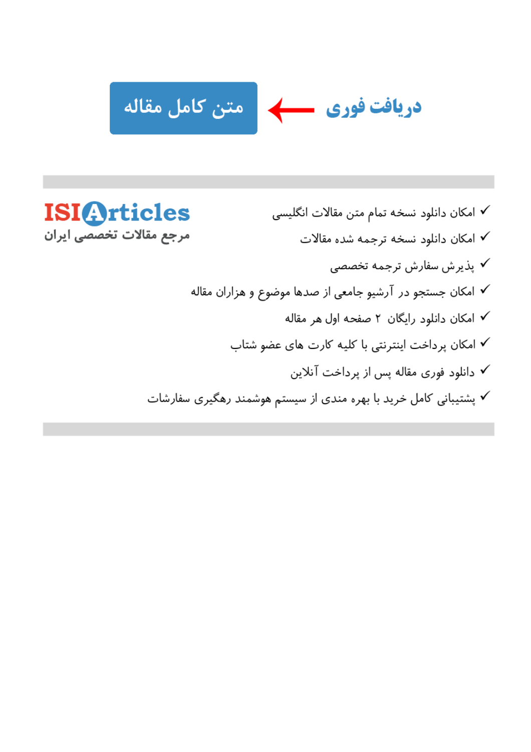دریافت فوری ← **متن کامل مقاله**

**ISIArticles**
مرجع مقالات تخصصی ایران

- ✓ امکان دانلود نسخه تمام متن مقالات انگلیسی
- ✓ امکان دانلود نسخه ترجمه شده مقالات
- ✓ پذیرش سفارش ترجمه تخصصی
- ✓ امکان جستجو در آرشیو جامعی از صدها موضوع و هزاران مقاله
- ✓ امکان دانلود رایگان ۲ صفحه اول هر مقاله
- ✓ امکان پرداخت اینترنتی با کلیه کارت های عضو شتاب
- ✓ دانلود فوری مقاله پس از پرداخت آنلاین
- ✓ پشتیبانی کامل خرید با بهره مندی از سیستم هوشمند رهگیری سفارشات